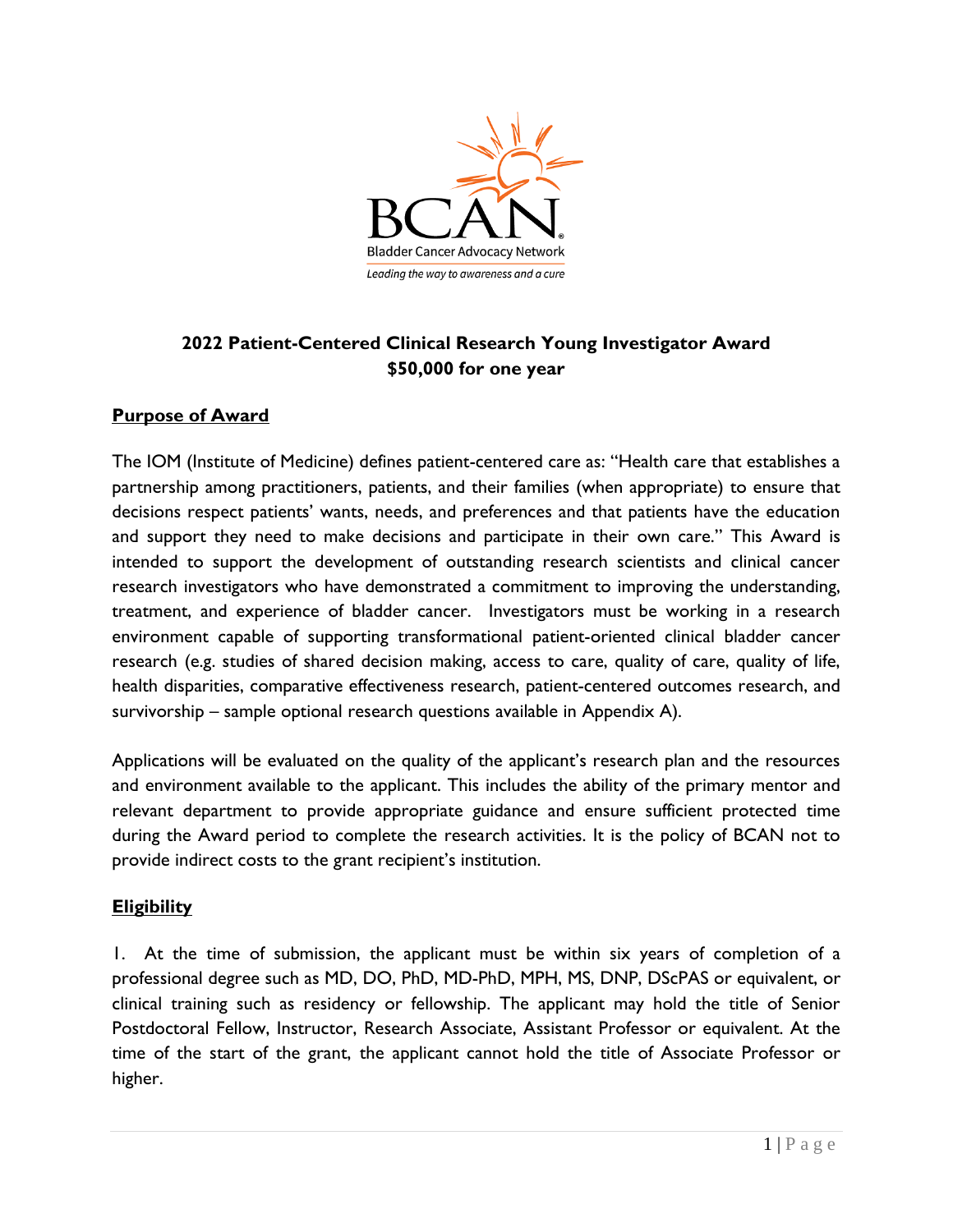BCAN

Bladder Cancer Advocacy Network

*Leading the way to awareness and a cure*

## 2022 Patient-Centered Clinical Research Young Investigator Award
## $50,000 for one year

### Purpose of Award

The IOM (Institute of Medicine) defines patient-centered care as: "Health care that establishes a partnership among practitioners, patients, and their families (when appropriate) to ensure that decisions respect patients' wants, needs, and preferences and that patients have the education and support they need to make decisions and participate in their own care." This Award is intended to support the development of outstanding research scientists and clinical cancer research investigators who have demonstrated a commitment to improving the understanding, treatment, and experience of bladder cancer. Investigators must be working in a research environment capable of supporting transformational patient-oriented clinical bladder cancer research (e.g. studies of shared decision making, access to care, quality of care, quality of life, health disparities, comparative effectiveness research, patient-centered outcomes research, and survivorship – sample optional research questions available in Appendix A).

Applications will be evaluated on the quality of the applicant's research plan and the resources and environment available to the applicant. This includes the ability of the primary mentor and relevant department to provide appropriate guidance and ensure sufficient protected time during the Award period to complete the research activities. It is the policy of BCAN not to provide indirect costs to the grant recipient's institution.

### Eligibility

1. At the time of submission, the applicant must be within six years of completion of a professional degree such as MD, DO, PhD, MD-PhD, MPH, MS, DNP, DScPAS or equivalent, or clinical training such as residency or fellowship. The applicant may hold the title of Senior Postdoctoral Fellow, Instructor, Research Associate, Assistant Professor or equivalent. At the time of the start of the grant, the applicant cannot hold the title of Associate Professor or higher.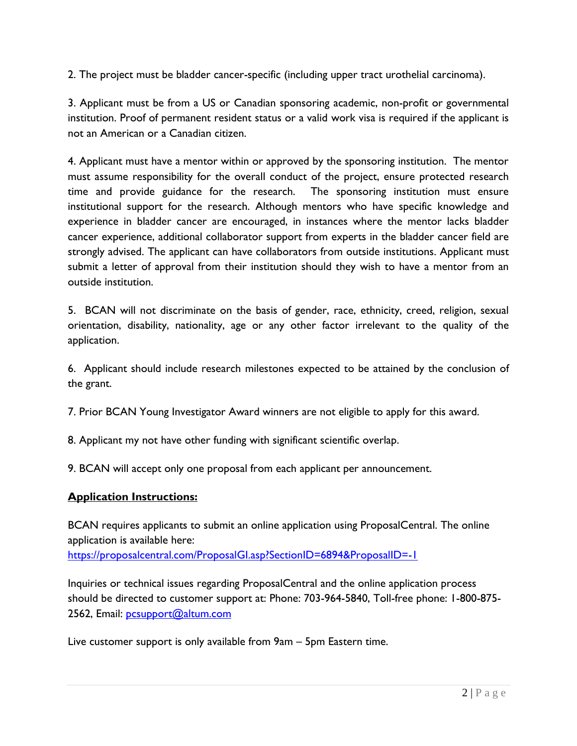2. The project must be bladder cancer-specific (including upper tract urothelial carcinoma).

3. Applicant must be from a US or Canadian sponsoring academic, non-profit or governmental institution. Proof of permanent resident status or a valid work visa is required if the applicant is not an American or a Canadian citizen.

4. Applicant must have a mentor within or approved by the sponsoring institution. The mentor must assume responsibility for the overall conduct of the project, ensure protected research time and provide guidance for the research. The sponsoring institution must ensure institutional support for the research. Although mentors who have specific knowledge and experience in bladder cancer are encouraged, in instances where the mentor lacks bladder cancer experience, additional collaborator support from experts in the bladder cancer field are strongly advised. The applicant can have collaborators from outside institutions. Applicant must submit a letter of approval from their institution should they wish to have a mentor from an outside institution.

5. BCAN will not discriminate on the basis of gender, race, ethnicity, creed, religion, sexual orientation, disability, nationality, age or any other factor irrelevant to the quality of the application.

6. Applicant should include research milestones expected to be attained by the conclusion of the grant.

7. Prior BCAN Young Investigator Award winners are not eligible to apply for this award.

8. Applicant my not have other funding with significant scientific overlap.

9. BCAN will accept only one proposal from each applicant per announcement.

## **Application Instructions:**

BCAN requires applicants to submit an online application using ProposalCentral. The online application is available here: [https://proposalcentral.com/ProposalGI.asp?SectionID=6894&ProposalID=-1](https://proposalcentral.com/ProposalGI.asp?SectionID=6894&ProposalID=-1)

Inquiries or technical issues regarding ProposalCentral and the online application process should be directed to customer support at: Phone: 703-964-5840, Toll-free phone: 1-800-875-2562, Email: [pcsupport@altum.com](mailto:pcsupport@altum.com)

Live customer support is only available from 9am – 5pm Eastern time.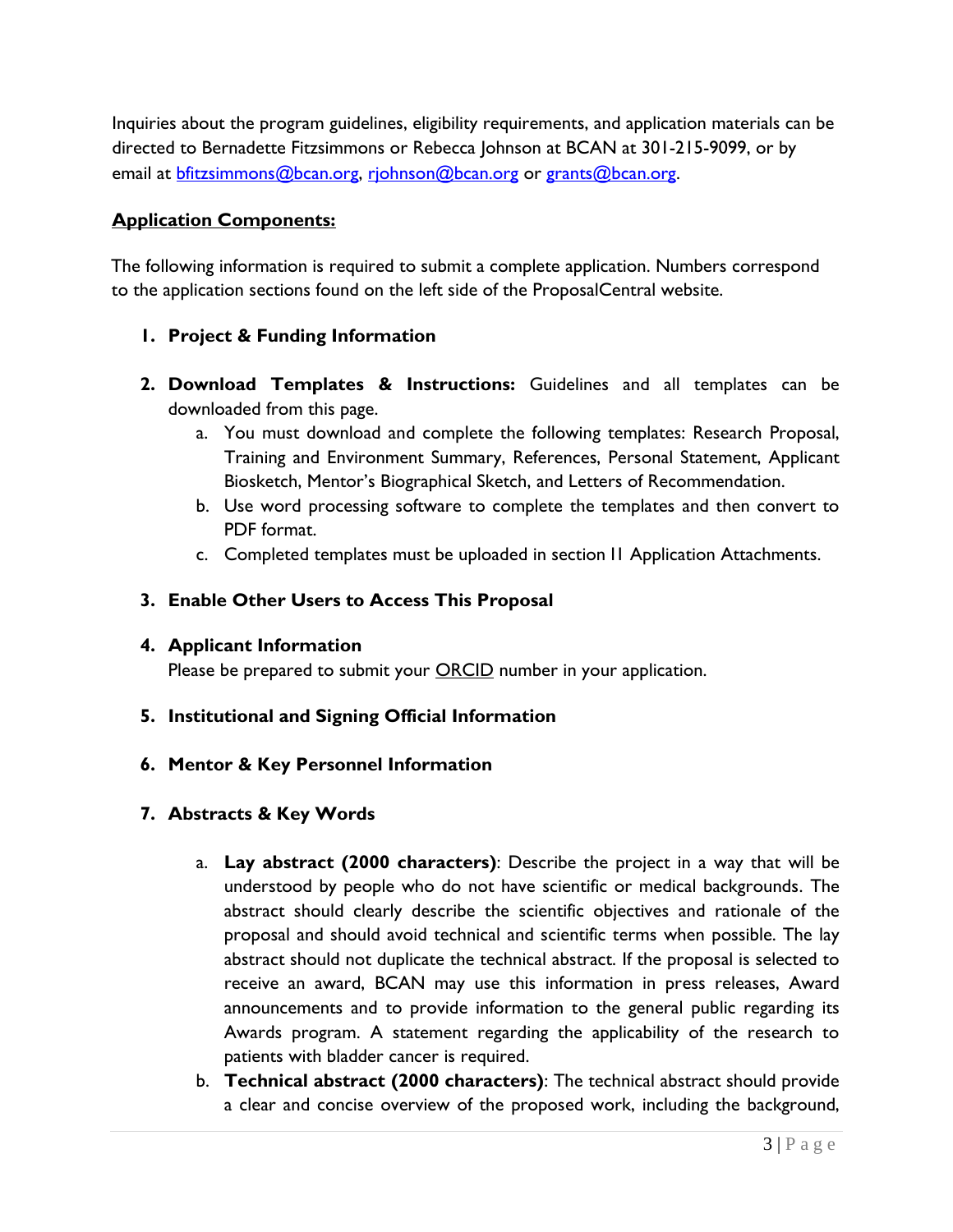Inquiries about the program guidelines, eligibility requirements, and application materials can be directed to Bernadette Fitzsimmons or Rebecca Johnson at BCAN at 301-215-9099, or by email at bfitzsimmons@bcan.org, rjohnson@bcan.org or grants@bcan.org.

## Application Components:

The following information is required to submit a complete application. Numbers correspond to the application sections found on the left side of the ProposalCentral website.

1. **Project & Funding Information**

2. **Download Templates & Instructions:** Guidelines and all templates can be downloaded from this page.
   a. You must download and complete the following templates: Research Proposal, Training and Environment Summary, References, Personal Statement, Applicant Biosketch, Mentor's Biographical Sketch, and Letters of Recommendation.
   b. Use word processing software to complete the templates and then convert to PDF format.
   c. Completed templates must be uploaded in section 11 Application Attachments.

3. **Enable Other Users to Access This Proposal**

4. **Applicant Information**
   Please be prepared to submit your ORCID number in your application.

5. **Institutional and Signing Official Information**

6. **Mentor & Key Personnel Information**

7. **Abstracts & Key Words**
   a. **Lay abstract (2000 characters)**: Describe the project in a way that will be understood by people who do not have scientific or medical backgrounds. The abstract should clearly describe the scientific objectives and rationale of the proposal and should avoid technical and scientific terms when possible. The lay abstract should not duplicate the technical abstract. If the proposal is selected to receive an award, BCAN may use this information in press releases, Award announcements and to provide information to the general public regarding its Awards program. A statement regarding the applicability of the research to patients with bladder cancer is required.
   b. **Technical abstract (2000 characters)**: The technical abstract should provide a clear and concise overview of the proposed work, including the background,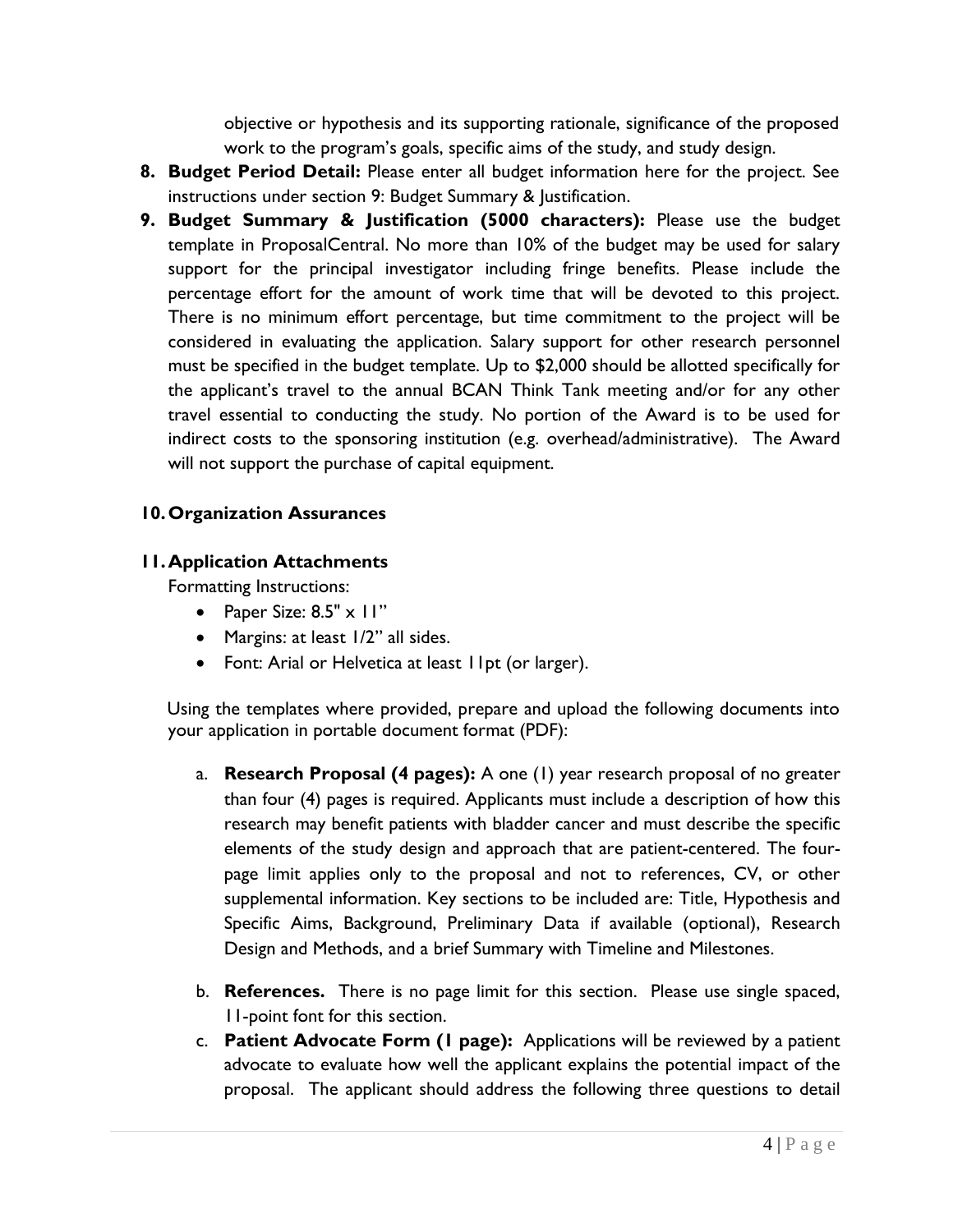objective or hypothesis and its supporting rationale, significance of the proposed work to the program's goals, specific aims of the study, and study design.

8. **Budget Period Detail:** Please enter all budget information here for the project. See instructions under section 9: Budget Summary & Justification.

9. **Budget Summary & Justification (5000 characters):** Please use the budget template in ProposalCentral. No more than 10% of the budget may be used for salary support for the principal investigator including fringe benefits. Please include the percentage effort for the amount of work time that will be devoted to this project. There is no minimum effort percentage, but time commitment to the project will be considered in evaluating the application. Salary support for other research personnel must be specified in the budget template. Up to $2,000 should be allotted specifically for the applicant's travel to the annual BCAN Think Tank meeting and/or for any other travel essential to conducting the study. No portion of the Award is to be used for indirect costs to the sponsoring institution (e.g. overhead/administrative). The Award will not support the purchase of capital equipment.

**10. Organization Assurances**

**11. Application Attachments**

Formatting Instructions:

- Paper Size: 8.5" x 11"
- Margins: at least 1/2" all sides.
- Font: Arial or Helvetica at least 11pt (or larger).

Using the templates where provided, prepare and upload the following documents into your application in portable document format (PDF):

a. **Research Proposal (4 pages):** A one (1) year research proposal of no greater than four (4) pages is required. Applicants must include a description of how this research may benefit patients with bladder cancer and must describe the specific elements of the study design and approach that are patient-centered. The four-page limit applies only to the proposal and not to references, CV, or other supplemental information. Key sections to be included are: Title, Hypothesis and Specific Aims, Background, Preliminary Data if available (optional), Research Design and Methods, and a brief Summary with Timeline and Milestones.

b. **References.** There is no page limit for this section. Please use single spaced, 11-point font for this section.

c. **Patient Advocate Form (1 page):** Applications will be reviewed by a patient advocate to evaluate how well the applicant explains the potential impact of the proposal. The applicant should address the following three questions to detail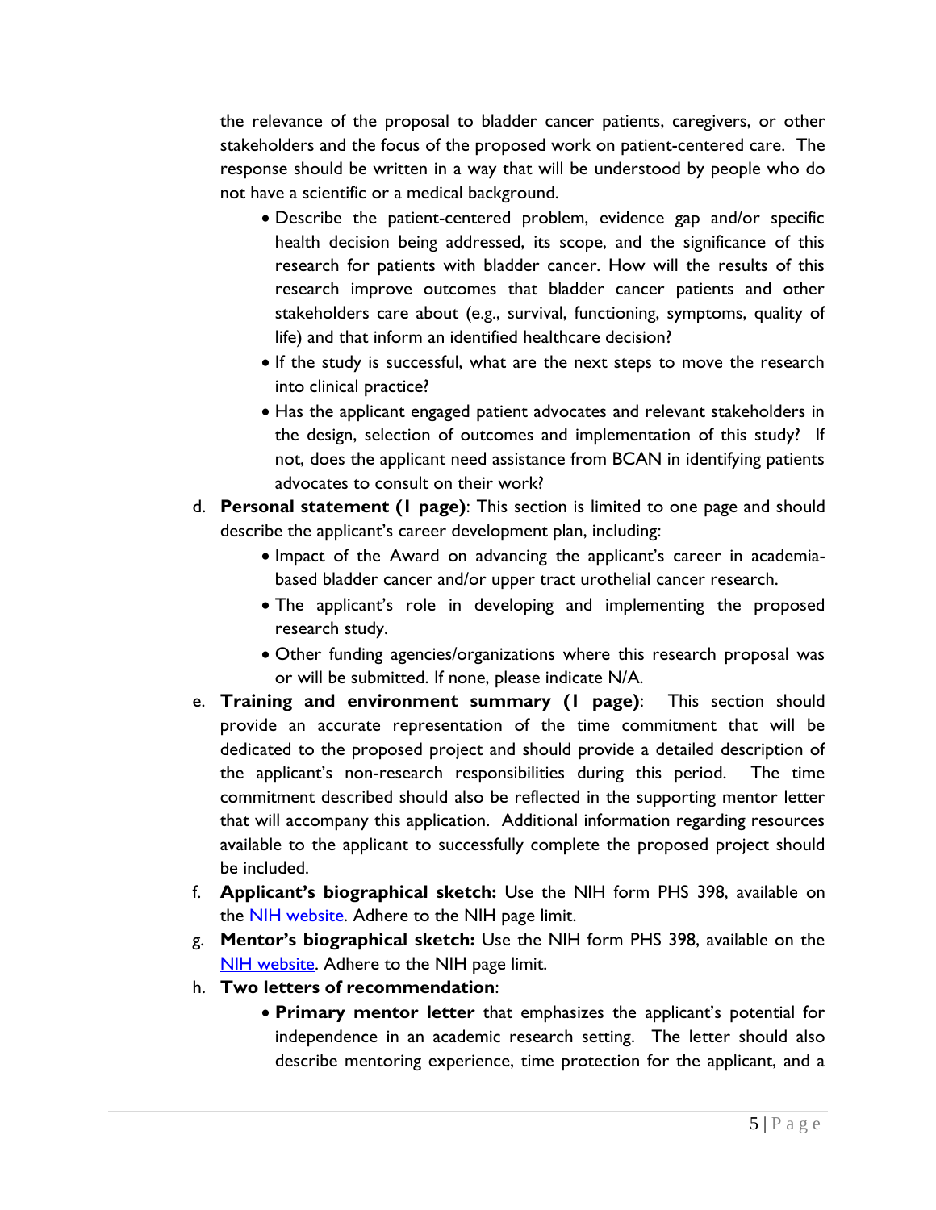the relevance of the proposal to bladder cancer patients, caregivers, or other stakeholders and the focus of the proposed work on patient-centered care. The response should be written in a way that will be understood by people who do not have a scientific or a medical background.

- Describe the patient-centered problem, evidence gap and/or specific health decision being addressed, its scope, and the significance of this research for patients with bladder cancer. How will the results of this research improve outcomes that bladder cancer patients and other stakeholders care about (e.g., survival, functioning, symptoms, quality of life) and that inform an identified healthcare decision?
- If the study is successful, what are the next steps to move the research into clinical practice?
- Has the applicant engaged patient advocates and relevant stakeholders in the design, selection of outcomes and implementation of this study? If not, does the applicant need assistance from BCAN in identifying patients advocates to consult on their work?

d. **Personal statement (1 page)**: This section is limited to one page and should describe the applicant's career development plan, including:
   - Impact of the Award on advancing the applicant's career in academia-based bladder cancer and/or upper tract urothelial cancer research.
   - The applicant's role in developing and implementing the proposed research study.
   - Other funding agencies/organizations where this research proposal was or will be submitted. If none, please indicate N/A.

e. **Training and environment summary (1 page)**: This section should provide an accurate representation of the time commitment that will be dedicated to the proposed project and should provide a detailed description of the applicant's non-research responsibilities during this period. The time commitment described should also be reflected in the supporting mentor letter that will accompany this application. Additional information regarding resources available to the applicant to successfully complete the proposed project should be included.

f. **Applicant's biographical sketch:** Use the NIH form PHS 398, available on the NIH website. Adhere to the NIH page limit.

g. **Mentor's biographical sketch:** Use the NIH form PHS 398, available on the NIH website. Adhere to the NIH page limit.

h. **Two letters of recommendation**:
   - **Primary mentor letter** that emphasizes the applicant's potential for independence in an academic research setting. The letter should also describe mentoring experience, time protection for the applicant, and a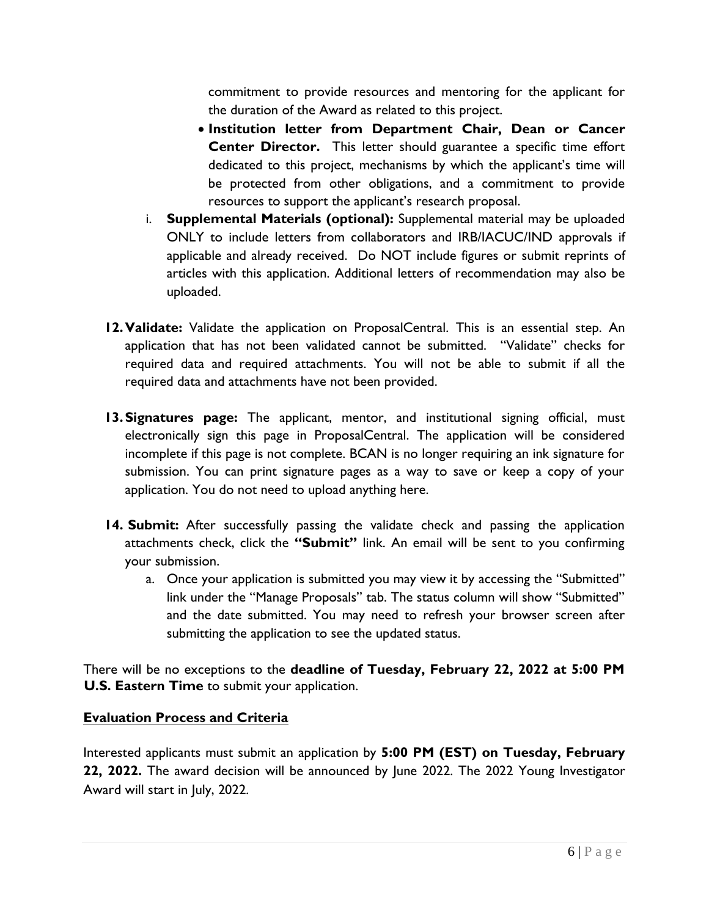commitment to provide resources and mentoring for the applicant for the duration of the Award as related to this project.

- **Institution letter from Department Chair, Dean or Cancer Center Director.** This letter should guarantee a specific time effort dedicated to this project, mechanisms by which the applicant's time will be protected from other obligations, and a commitment to provide resources to support the applicant's research proposal.

i. **Supplemental Materials (optional):** Supplemental material may be uploaded ONLY to include letters from collaborators and IRB/IACUC/IND approvals if applicable and already received. Do NOT include figures or submit reprints of articles with this application. Additional letters of recommendation may also be uploaded.

12. **Validate:** Validate the application on ProposalCentral. This is an essential step. An application that has not been validated cannot be submitted. "Validate" checks for required data and required attachments. You will not be able to submit if all the required data and attachments have not been provided.

13. **Signatures page:** The applicant, mentor, and institutional signing official, must electronically sign this page in ProposalCentral. The application will be considered incomplete if this page is not complete. BCAN is no longer requiring an ink signature for submission. You can print signature pages as a way to save or keep a copy of your application. You do not need to upload anything here.

14. **Submit:** After successfully passing the validate check and passing the application attachments check, click the **"Submit"** link. An email will be sent to you confirming your submission.
    a. Once your application is submitted you may view it by accessing the "Submitted" link under the "Manage Proposals" tab. The status column will show "Submitted" and the date submitted. You may need to refresh your browser screen after submitting the application to see the updated status.

There will be no exceptions to the **deadline of Tuesday, February 22, 2022 at 5:00 PM U.S. Eastern Time** to submit your application.

## Evaluation Process and Criteria

Interested applicants must submit an application by **5:00 PM (EST) on Tuesday, February 22, 2022.** The award decision will be announced by June 2022. The 2022 Young Investigator Award will start in July, 2022.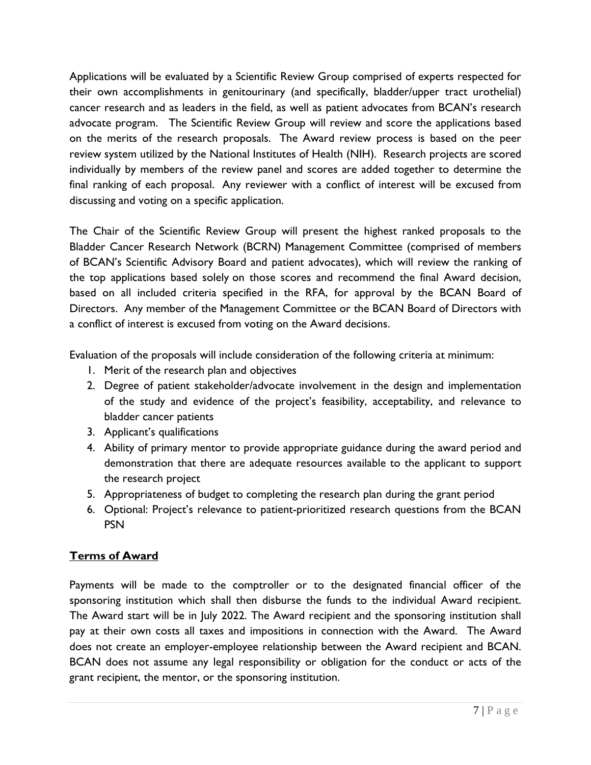Applications will be evaluated by a Scientific Review Group comprised of experts respected for their own accomplishments in genitourinary (and specifically, bladder/upper tract urothelial) cancer research and as leaders in the field, as well as patient advocates from BCAN's research advocate program. The Scientific Review Group will review and score the applications based on the merits of the research proposals. The Award review process is based on the peer review system utilized by the National Institutes of Health (NIH). Research projects are scored individually by members of the review panel and scores are added together to determine the final ranking of each proposal. Any reviewer with a conflict of interest will be excused from discussing and voting on a specific application.

The Chair of the Scientific Review Group will present the highest ranked proposals to the Bladder Cancer Research Network (BCRN) Management Committee (comprised of members of BCAN's Scientific Advisory Board and patient advocates), which will review the ranking of the top applications based solely on those scores and recommend the final Award decision, based on all included criteria specified in the RFA, for approval by the BCAN Board of Directors. Any member of the Management Committee or the BCAN Board of Directors with a conflict of interest is excused from voting on the Award decisions.

Evaluation of the proposals will include consideration of the following criteria at minimum:

1. Merit of the research plan and objectives
2. Degree of patient stakeholder/advocate involvement in the design and implementation of the study and evidence of the project's feasibility, acceptability, and relevance to bladder cancer patients
3. Applicant's qualifications
4. Ability of primary mentor to provide appropriate guidance during the award period and demonstration that there are adequate resources available to the applicant to support the research project
5. Appropriateness of budget to completing the research plan during the grant period
6. Optional: Project's relevance to patient-prioritized research questions from the BCAN PSN

## **Terms of Award**

Payments will be made to the comptroller or to the designated financial officer of the sponsoring institution which shall then disburse the funds to the individual Award recipient. The Award start will be in July 2022. The Award recipient and the sponsoring institution shall pay at their own costs all taxes and impositions in connection with the Award. The Award does not create an employer-employee relationship between the Award recipient and BCAN. BCAN does not assume any legal responsibility or obligation for the conduct or acts of the grant recipient, the mentor, or the sponsoring institution.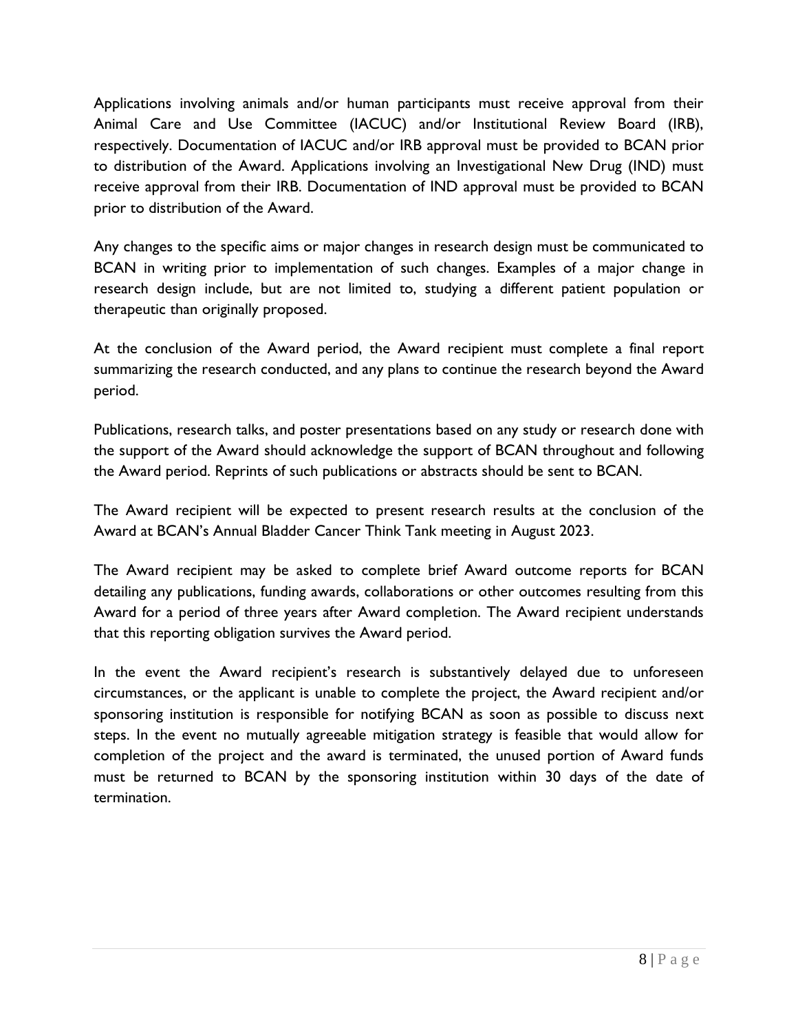Applications involving animals and/or human participants must receive approval from their Animal Care and Use Committee (IACUC) and/or Institutional Review Board (IRB), respectively. Documentation of IACUC and/or IRB approval must be provided to BCAN prior to distribution of the Award. Applications involving an Investigational New Drug (IND) must receive approval from their IRB. Documentation of IND approval must be provided to BCAN prior to distribution of the Award.

Any changes to the specific aims or major changes in research design must be communicated to BCAN in writing prior to implementation of such changes. Examples of a major change in research design include, but are not limited to, studying a different patient population or therapeutic than originally proposed.

At the conclusion of the Award period, the Award recipient must complete a final report summarizing the research conducted, and any plans to continue the research beyond the Award period.

Publications, research talks, and poster presentations based on any study or research done with the support of the Award should acknowledge the support of BCAN throughout and following the Award period. Reprints of such publications or abstracts should be sent to BCAN.

The Award recipient will be expected to present research results at the conclusion of the Award at BCAN's Annual Bladder Cancer Think Tank meeting in August 2023.

The Award recipient may be asked to complete brief Award outcome reports for BCAN detailing any publications, funding awards, collaborations or other outcomes resulting from this Award for a period of three years after Award completion. The Award recipient understands that this reporting obligation survives the Award period.

In the event the Award recipient's research is substantively delayed due to unforeseen circumstances, or the applicant is unable to complete the project, the Award recipient and/or sponsoring institution is responsible for notifying BCAN as soon as possible to discuss next steps. In the event no mutually agreeable mitigation strategy is feasible that would allow for completion of the project and the award is terminated, the unused portion of Award funds must be returned to BCAN by the sponsoring institution within 30 days of the date of termination.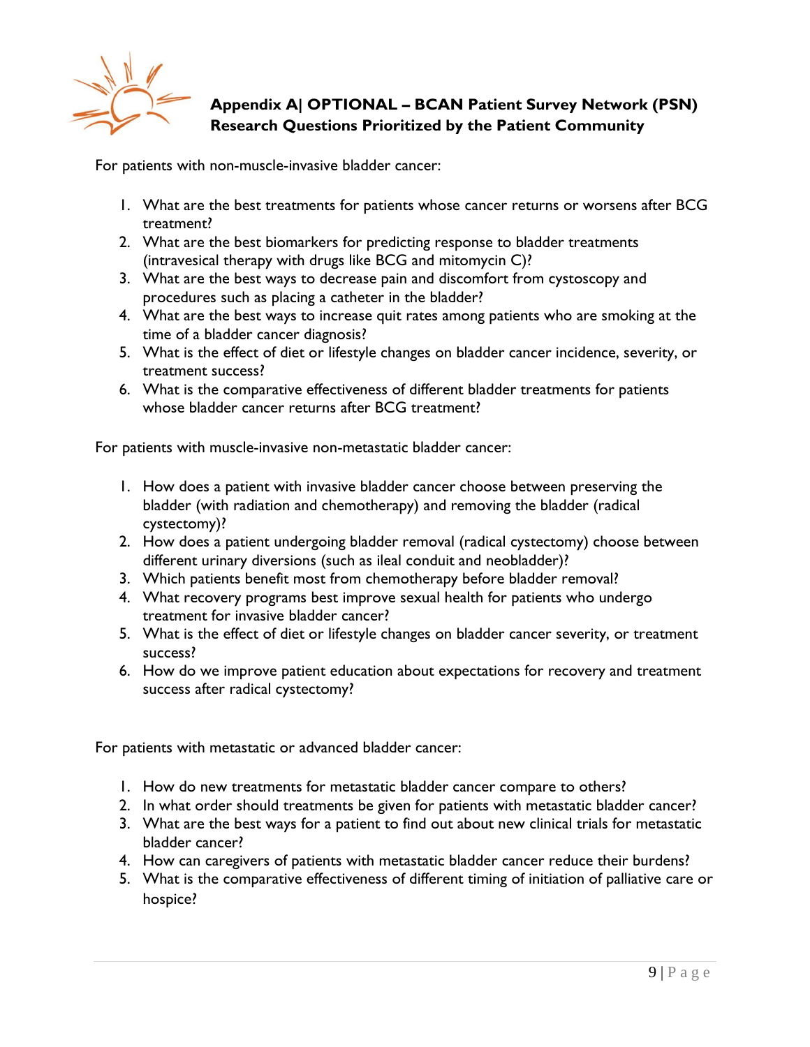## Appendix A| OPTIONAL – BCAN Patient Survey Network (PSN) Research Questions Prioritized by the Patient Community

For patients with non-muscle-invasive bladder cancer:

1. What are the best treatments for patients whose cancer returns or worsens after BCG treatment?
2. What are the best biomarkers for predicting response to bladder treatments (intravesical therapy with drugs like BCG and mitomycin C)?
3. What are the best ways to decrease pain and discomfort from cystoscopy and procedures such as placing a catheter in the bladder?
4. What are the best ways to increase quit rates among patients who are smoking at the time of a bladder cancer diagnosis?
5. What is the effect of diet or lifestyle changes on bladder cancer incidence, severity, or treatment success?
6. What is the comparative effectiveness of different bladder treatments for patients whose bladder cancer returns after BCG treatment?

For patients with muscle-invasive non-metastatic bladder cancer:

1. How does a patient with invasive bladder cancer choose between preserving the bladder (with radiation and chemotherapy) and removing the bladder (radical cystectomy)?
2. How does a patient undergoing bladder removal (radical cystectomy) choose between different urinary diversions (such as ileal conduit and neobladder)?
3. Which patients benefit most from chemotherapy before bladder removal?
4. What recovery programs best improve sexual health for patients who undergo treatment for invasive bladder cancer?
5. What is the effect of diet or lifestyle changes on bladder cancer severity, or treatment success?
6. How do we improve patient education about expectations for recovery and treatment success after radical cystectomy?

For patients with metastatic or advanced bladder cancer:

1. How do new treatments for metastatic bladder cancer compare to others?
2. In what order should treatments be given for patients with metastatic bladder cancer?
3. What are the best ways for a patient to find out about new clinical trials for metastatic bladder cancer?
4. How can caregivers of patients with metastatic bladder cancer reduce their burdens?
5. What is the comparative effectiveness of different timing of initiation of palliative care or hospice?